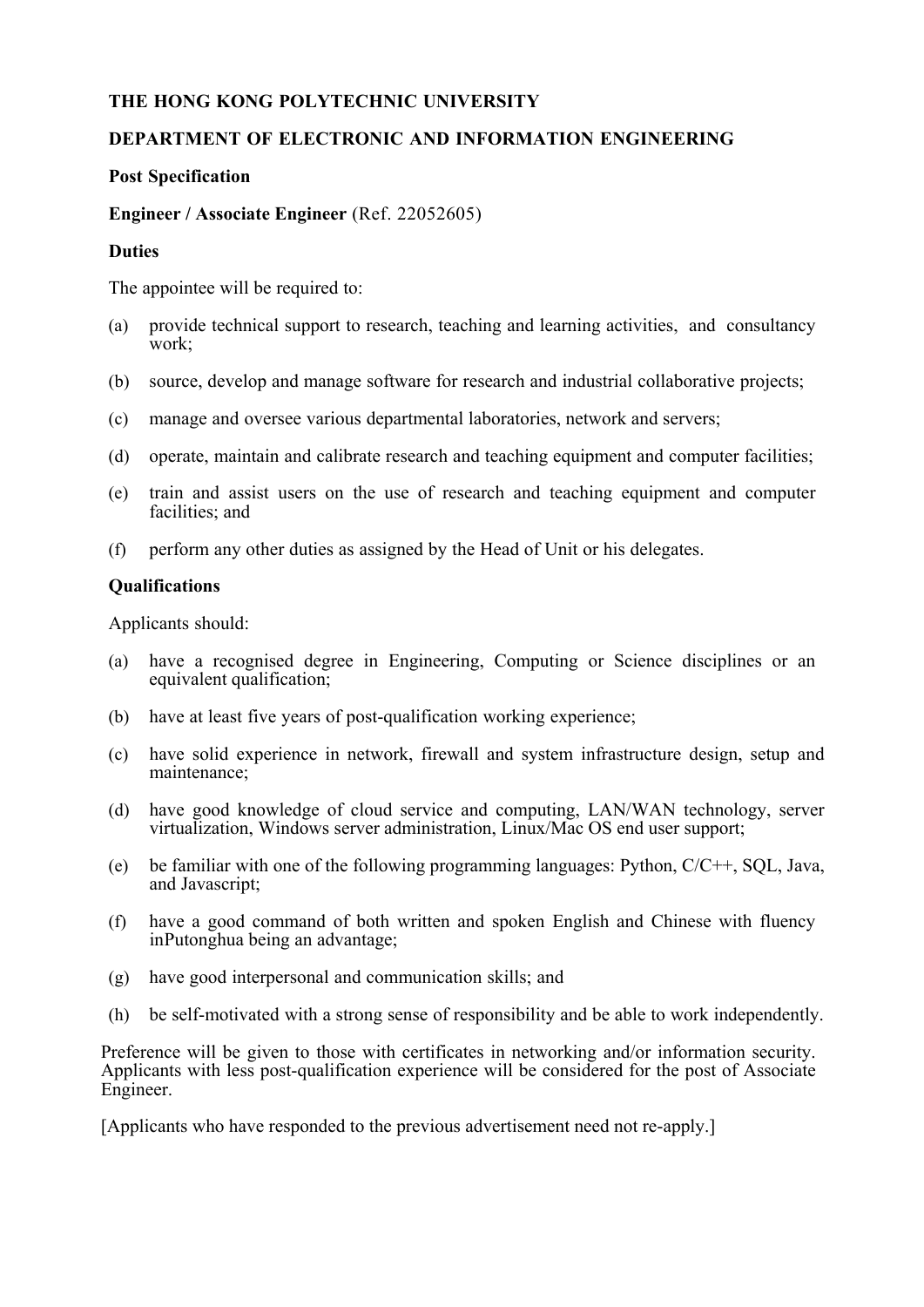**THE HONG KONG POLYTECHNIC UNIVERSITY**

**DEPARTMENT OF ELECTRONIC AND INFORMATION ENGINEERING**

**Post Specification**

**Engineer / Associate Engineer** (Ref. 22052605)

**Duties**

The appointee will be required to:

(a) provide technical support to research, teaching and learning activities, and consultancy work;

(b) source, develop and manage software for research and industrial collaborative projects;

(c) manage and oversee various departmental laboratories, network and servers;

(d) operate, maintain and calibrate research and teaching equipment and computer facilities;

(e) train and assist users on the use of research and teaching equipment and computer facilities; and

(f) perform any other duties as assigned by the Head of Unit or his delegates.

**Qualifications**

Applicants should:

(a) have a recognised degree in Engineering, Computing or Science disciplines or an equivalent qualification;

(b) have at least five years of post-qualification working experience;

(c) have solid experience in network, firewall and system infrastructure design, setup and maintenance;

(d) have good knowledge of cloud service and computing, LAN/WAN technology, server virtualization, Windows server administration, Linux/Mac OS end user support;

(e) be familiar with one of the following programming languages: Python, C/C++, SQL, Java, and Javascript;

(f) have a good command of both written and spoken English and Chinese with fluency inPutonghua being an advantage;

(g) have good interpersonal and communication skills; and

(h) be self-motivated with a strong sense of responsibility and be able to work independently.

Preference will be given to those with certificates in networking and/or information security. Applicants with less post-qualification experience will be considered for the post of Associate Engineer.

[Applicants who have responded to the previous advertisement need not re-apply.]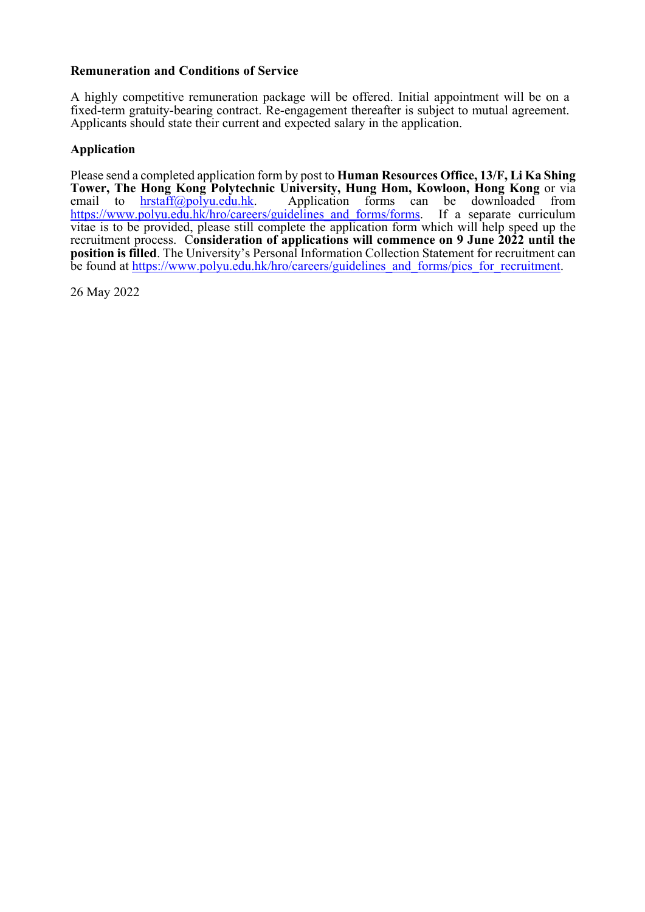**Remuneration and Conditions of Service**

A highly competitive remuneration package will be offered. Initial appointment will be on a fixed-term gratuity-bearing contract. Re-engagement thereafter is subject to mutual agreement. Applicants should state their current and expected salary in the application.

**Application**

Please send a completed application form by post to **Human Resources Office, 13/F, Li Ka Shing Tower, The Hong Kong Polytechnic University, Hung Hom, Kowloon, Hong Kong** or via email to hrstaff@polyu.edu.hk. Application forms can be downloaded from https://www.polyu.edu.hk/hro/careers/guidelines_and_forms/forms. If a separate curriculum vitae is to be provided, please still complete the application form which will help speed up the recruitment process. C**onsideration of applications will commence on 9 June 2022 until the position is filled**. The University's Personal Information Collection Statement for recruitment can be found at https://www.polyu.edu.hk/hro/careers/guidelines_and_forms/pics_for_recruitment.

26 May 2022